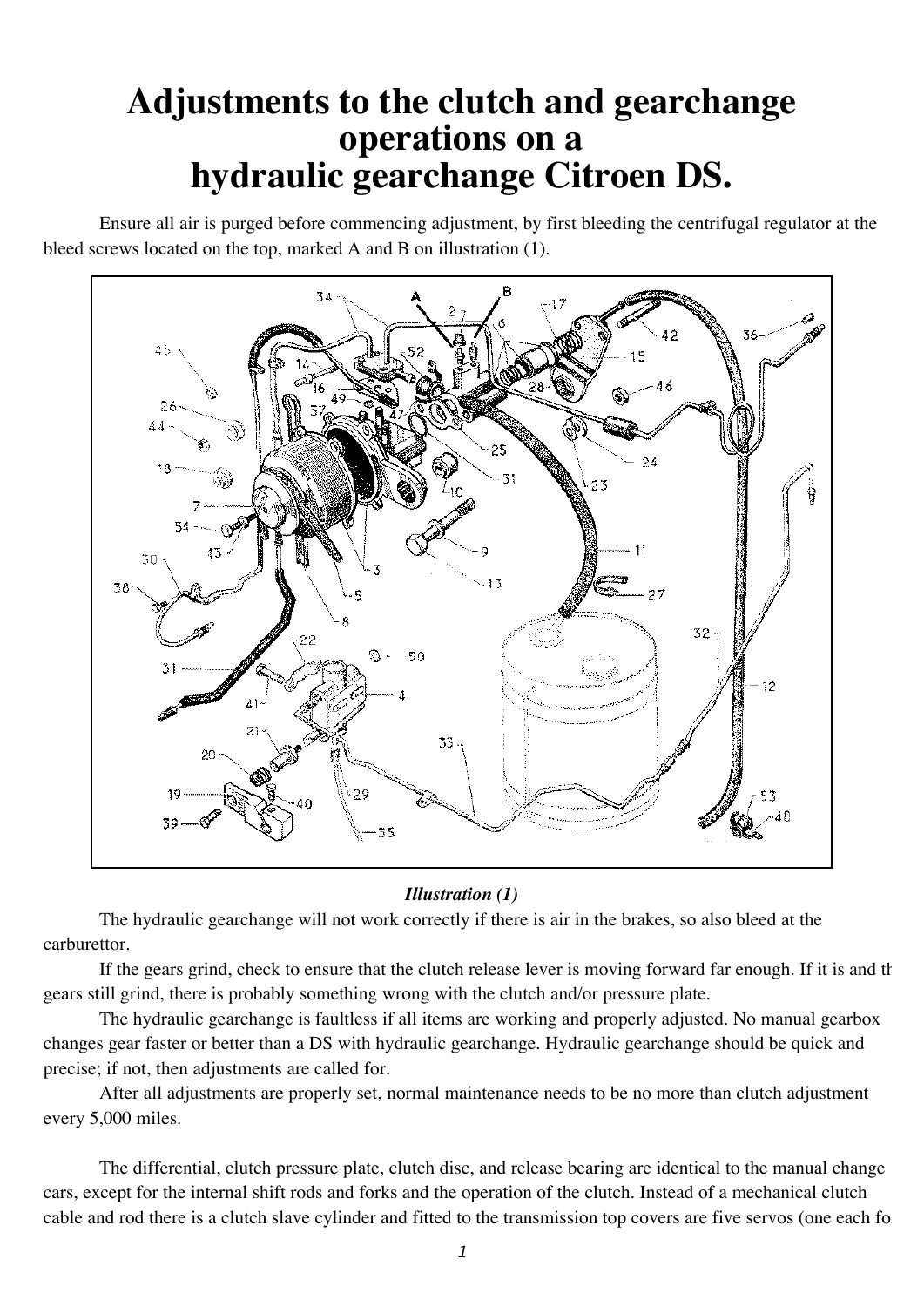# Adjustments to the clutch and gearchange operations on a hydraulic gearchange Citroen DS.

Ensure all air is purged before commencing adjustment, by first bleeding the centrifugal regulator at the bleed screws located on the top, marked A and B on illustration (1).

*Illustration (1)*

The hydraulic gearchange will not work correctly if there is air in the brakes, so also bleed at the carburettor.

If the gears grind, check to ensure that the clutch release lever is moving forward far enough. If it is and th gears still grind, there is probably something wrong with the clutch and/or pressure plate.

The hydraulic gearchange is faultless if all items are working and properly adjusted. No manual gearbox changes gear faster or better than a DS with hydraulic gearchange. Hydraulic gearchange should be quick and precise; if not, then adjustments are called for.

After all adjustments are properly set, normal maintenance needs to be no more than clutch adjustment every 5,000 miles.

The differential, clutch pressure plate, clutch disc, and release bearing are identical to the manual change cars, except for the internal shift rods and forks and the operation of the clutch. Instead of a mechanical clutch cable and rod there is a clutch slave cylinder and fitted to the transmission top covers are five servos (one each fo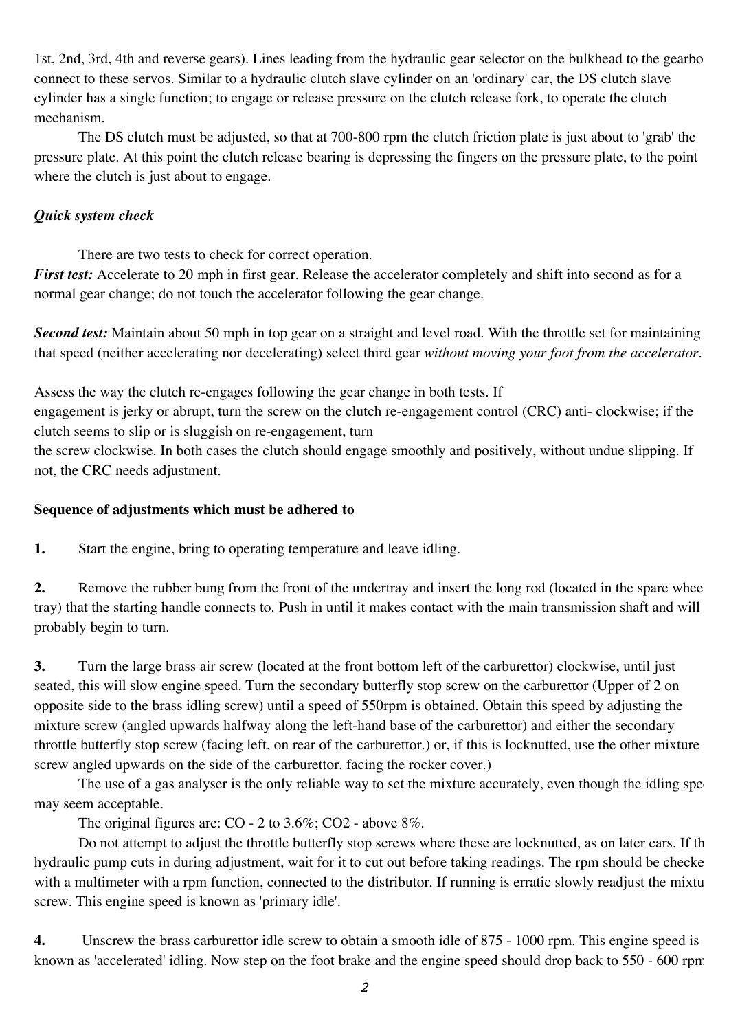1st, 2nd, 3rd, 4th and reverse gears). Lines leading from the hydraulic gear selector on the bulkhead to the gearbo connect to these servos. Similar to a hydraulic clutch slave cylinder on an 'ordinary' car, the DS clutch slave cylinder has a single function; to engage or release pressure on the clutch release fork, to operate the clutch mechanism.

The DS clutch must be adjusted, so that at 700-800 rpm the clutch friction plate is just about to 'grab' the pressure plate. At this point the clutch release bearing is depressing the fingers on the pressure plate, to the point where the clutch is just about to engage.

***Quick system check***

There are two tests to check for correct operation.

***First test:*** Accelerate to 20 mph in first gear. Release the accelerator completely and shift into second as for a normal gear change; do not touch the accelerator following the gear change.

***Second test:*** Maintain about 50 mph in top gear on a straight and level road. With the throttle set for maintaining that speed (neither accelerating nor decelerating) select third gear *without moving your foot from the accelerator*.

Assess the way the clutch re-engages following the gear change in both tests. If engagement is jerky or abrupt, turn the screw on the clutch re-engagement control (CRC) anti- clockwise; if the clutch seems to slip or is sluggish on re-engagement, turn the screw clockwise. In both cases the clutch should engage smoothly and positively, without undue slipping. If not, the CRC needs adjustment.

**Sequence of adjustments which must be adhered to**

**1.** Start the engine, bring to operating temperature and leave idling.

**2.** Remove the rubber bung from the front of the undertray and insert the long rod (located in the spare whee tray) that the starting handle connects to. Push in until it makes contact with the main transmission shaft and will probably begin to turn.

**3.** Turn the large brass air screw (located at the front bottom left of the carburettor) clockwise, until just seated, this will slow engine speed. Turn the secondary butterfly stop screw on the carburettor (Upper of 2 on opposite side to the brass idling screw) until a speed of 550rpm is obtained. Obtain this speed by adjusting the mixture screw (angled upwards halfway along the left-hand base of the carburettor) and either the secondary throttle butterfly stop screw (facing left, on rear of the carburettor.) or, if this is locknutted, use the other mixture screw angled upwards on the side of the carburettor. facing the rocker cover.)

The use of a gas analyser is the only reliable way to set the mixture accurately, even though the idling spe may seem acceptable.

The original figures are: CO - 2 to 3.6%; $CO_2$ - above 8%.

Do not attempt to adjust the throttle butterfly stop screws where these are locknutted, as on later cars. If th hydraulic pump cuts in during adjustment, wait for it to cut out before taking readings. The rpm should be checke with a multimeter with a rpm function, connected to the distributor. If running is erratic slowly readjust the mixtu screw. This engine speed is known as 'primary idle'.

**4.** Unscrew the brass carburettor idle screw to obtain a smooth idle of 875 - 1000 rpm. This engine speed is known as 'accelerated' idling. Now step on the foot brake and the engine speed should drop back to 550 - 600 rpm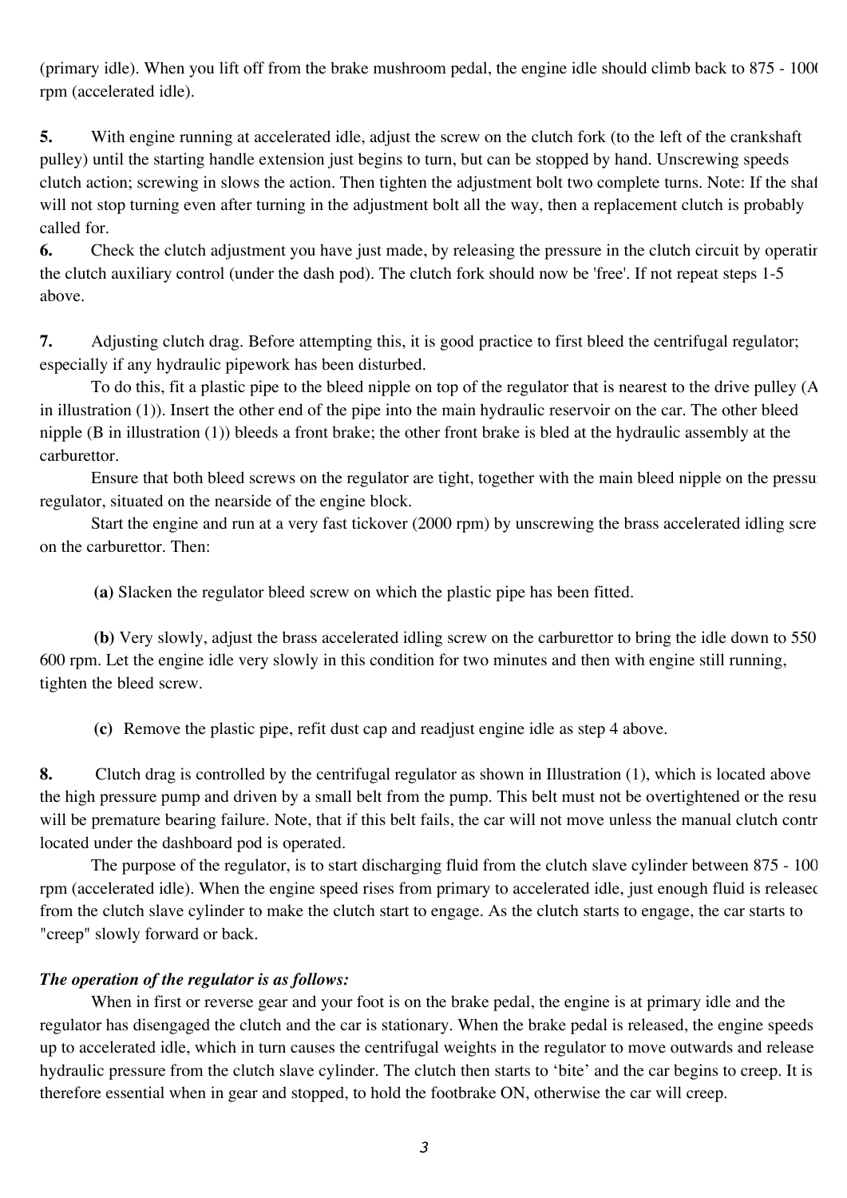(primary idle). When you lift off from the brake mushroom pedal, the engine idle should climb back to 875 - 1000 rpm (accelerated idle).

**5.** With engine running at accelerated idle, adjust the screw on the clutch fork (to the left of the crankshaft pulley) until the starting handle extension just begins to turn, but can be stopped by hand. Unscrewing speeds clutch action; screwing in slows the action. Then tighten the adjustment bolt two complete turns. Note: If the shaft will not stop turning even after turning in the adjustment bolt all the way, then a replacement clutch is probably called for.

**6.** Check the clutch adjustment you have just made, by releasing the pressure in the clutch circuit by operating the clutch auxiliary control (under the dash pod). The clutch fork should now be 'free'. If not repeat steps 1-5 above.

**7.** Adjusting clutch drag. Before attempting this, it is good practice to first bleed the centrifugal regulator; especially if any hydraulic pipework has been disturbed.

To do this, fit a plastic pipe to the bleed nipple on top of the regulator that is nearest to the drive pulley (A in illustration (1)). Insert the other end of the pipe into the main hydraulic reservoir on the car. The other bleed nipple (B in illustration (1)) bleeds a front brake; the other front brake is bled at the hydraulic assembly at the carburettor.

Ensure that both bleed screws on the regulator are tight, together with the main bleed nipple on the pressure regulator, situated on the nearside of the engine block.

Start the engine and run at a very fast tickover (2000 rpm) by unscrewing the brass accelerated idling screw on the carburettor. Then:

**(a)** Slacken the regulator bleed screw on which the plastic pipe has been fitted.

**(b)** Very slowly, adjust the brass accelerated idling screw on the carburettor to bring the idle down to 550 - 600 rpm. Let the engine idle very slowly in this condition for two minutes and then with engine still running, tighten the bleed screw.

**(c)** Remove the plastic pipe, refit dust cap and readjust engine idle as step 4 above.

**8.** Clutch drag is controlled by the centrifugal regulator as shown in Illustration (1), which is located above the high pressure pump and driven by a small belt from the pump. This belt must not be overtightened or the result will be premature bearing failure. Note, that if this belt fails, the car will not move unless the manual clutch control located under the dashboard pod is operated.

The purpose of the regulator, is to start discharging fluid from the clutch slave cylinder between 875 - 1000 rpm (accelerated idle). When the engine speed rises from primary to accelerated idle, just enough fluid is released from the clutch slave cylinder to make the clutch start to engage. As the clutch starts to engage, the car starts to "creep" slowly forward or back.

***The operation of the regulator is as follows:***

When in first or reverse gear and your foot is on the brake pedal, the engine is at primary idle and the regulator has disengaged the clutch and the car is stationary. When the brake pedal is released, the engine speeds up to accelerated idle, which in turn causes the centrifugal weights in the regulator to move outwards and release hydraulic pressure from the clutch slave cylinder. The clutch then starts to 'bite' and the car begins to creep. It is therefore essential when in gear and stopped, to hold the footbrake ON, otherwise the car will creep.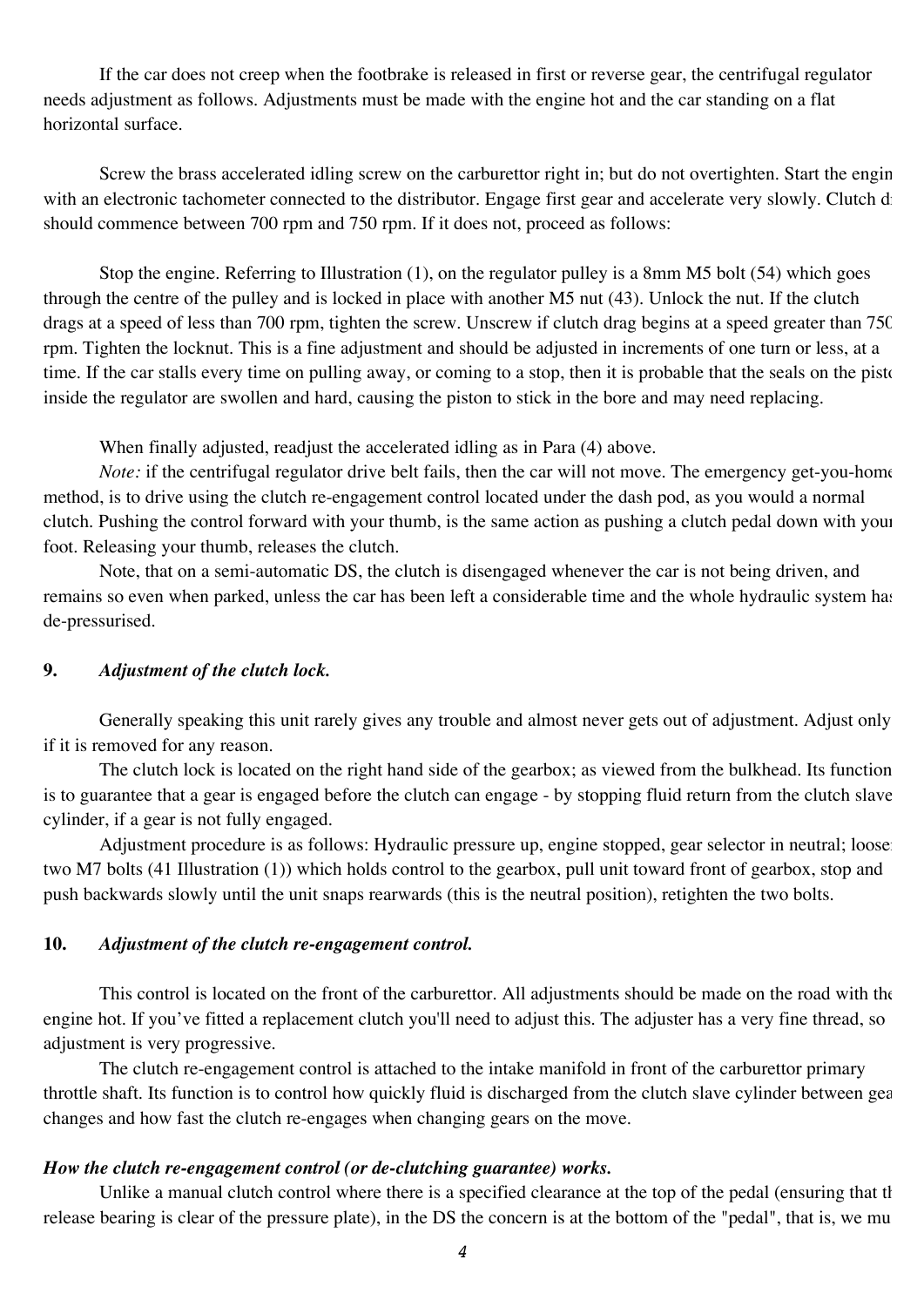If the car does not creep when the footbrake is released in first or reverse gear, the centrifugal regulator needs adjustment as follows. Adjustments must be made with the engine hot and the car standing on a flat horizontal surface.

Screw the brass accelerated idling screw on the carburettor right in; but do not overtighten. Start the engin with an electronic tachometer connected to the distributor. Engage first gear and accelerate very slowly. Clutch d should commence between 700 rpm and 750 rpm. If it does not, proceed as follows:

Stop the engine. Referring to Illustration (1), on the regulator pulley is a 8mm M5 bolt (54) which goes through the centre of the pulley and is locked in place with another M5 nut (43). Unlock the nut. If the clutch drags at a speed of less than 700 rpm, tighten the screw. Unscrew if clutch drag begins at a speed greater than 750 rpm. Tighten the locknut. This is a fine adjustment and should be adjusted in increments of one turn or less, at a time. If the car stalls every time on pulling away, or coming to a stop, then it is probable that the seals on the pisto inside the regulator are swollen and hard, causing the piston to stick in the bore and may need replacing.

When finally adjusted, readjust the accelerated idling as in Para (4) above.

*Note:* if the centrifugal regulator drive belt fails, then the car will not move. The emergency get-you-home method, is to drive using the clutch re-engagement control located under the dash pod, as you would a normal clutch. Pushing the control forward with your thumb, is the same action as pushing a clutch pedal down with your foot. Releasing your thumb, releases the clutch.

Note, that on a semi-automatic DS, the clutch is disengaged whenever the car is not being driven, and remains so even when parked, unless the car has been left a considerable time and the whole hydraulic system has de-pressurised.

**9.** ***Adjustment of the clutch lock.***

Generally speaking this unit rarely gives any trouble and almost never gets out of adjustment. Adjust only if it is removed for any reason.

The clutch lock is located on the right hand side of the gearbox; as viewed from the bulkhead. Its function is to guarantee that a gear is engaged before the clutch can engage - by stopping fluid return from the clutch slave cylinder, if a gear is not fully engaged.

Adjustment procedure is as follows: Hydraulic pressure up, engine stopped, gear selector in neutral; loose two M7 bolts (41 Illustration (1)) which holds control to the gearbox, pull unit toward front of gearbox, stop and push backwards slowly until the unit snaps rearwards (this is the neutral position), retighten the two bolts.

**10.** ***Adjustment of the clutch re-engagement control.***

This control is located on the front of the carburettor. All adjustments should be made on the road with the engine hot. If you've fitted a replacement clutch you'll need to adjust this. The adjuster has a very fine thread, so adjustment is very progressive.

The clutch re-engagement control is attached to the intake manifold in front of the carburettor primary throttle shaft. Its function is to control how quickly fluid is discharged from the clutch slave cylinder between gea changes and how fast the clutch re-engages when changing gears on the move.

***How the clutch re-engagement control (or de-clutching guarantee) works.***

Unlike a manual clutch control where there is a specified clearance at the top of the pedal (ensuring that th release bearing is clear of the pressure plate), in the DS the concern is at the bottom of the "pedal", that is, we mu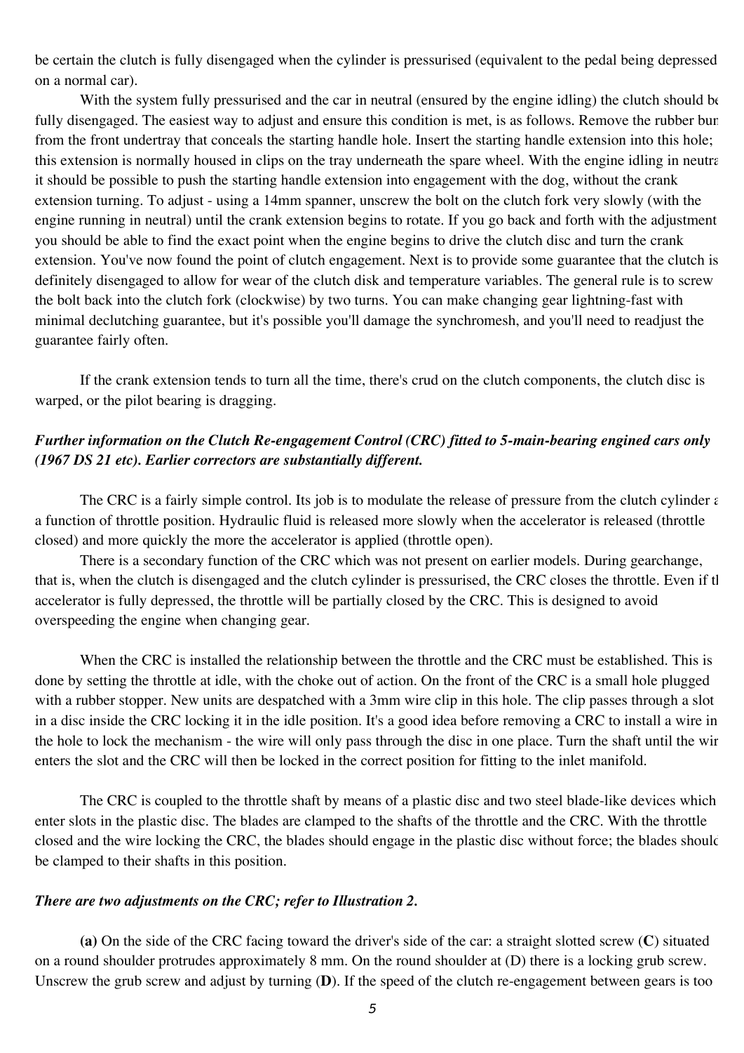be certain the clutch is fully disengaged when the cylinder is pressurised (equivalent to the pedal being depressed on a normal car).

With the system fully pressurised and the car in neutral (ensured by the engine idling) the clutch should be fully disengaged. The easiest way to adjust and ensure this condition is met, is as follows. Remove the rubber bung from the front undertray that conceals the starting handle hole. Insert the starting handle extension into this hole; this extension is normally housed in clips on the tray underneath the spare wheel. With the engine idling in neutral it should be possible to push the starting handle extension into engagement with the dog, without the crank extension turning. To adjust - using a 14mm spanner, unscrew the bolt on the clutch fork very slowly (with the engine running in neutral) until the crank extension begins to rotate. If you go back and forth with the adjustment you should be able to find the exact point when the engine begins to drive the clutch disc and turn the crank extension. You've now found the point of clutch engagement. Next is to provide some guarantee that the clutch is definitely disengaged to allow for wear of the clutch disk and temperature variables. The general rule is to screw the bolt back into the clutch fork (clockwise) by two turns. You can make changing gear lightning-fast with minimal declutching guarantee, but it's possible you'll damage the synchromesh, and you'll need to readjust the guarantee fairly often.

If the crank extension tends to turn all the time, there's crud on the clutch components, the clutch disc is warped, or the pilot bearing is dragging.

***Further information on the Clutch Re-engagement Control (CRC) fitted to 5-main-bearing engined cars only (1967 DS 21 etc). Earlier correctors are substantially different.***

The CRC is a fairly simple control. Its job is to modulate the release of pressure from the clutch cylinder as a function of throttle position. Hydraulic fluid is released more slowly when the accelerator is released (throttle closed) and more quickly the more the accelerator is applied (throttle open).

There is a secondary function of the CRC which was not present on earlier models. During gearchange, that is, when the clutch is disengaged and the clutch cylinder is pressurised, the CRC closes the throttle. Even if the accelerator is fully depressed, the throttle will be partially closed by the CRC. This is designed to avoid overspeeding the engine when changing gear.

When the CRC is installed the relationship between the throttle and the CRC must be established. This is done by setting the throttle at idle, with the choke out of action. On the front of the CRC is a small hole plugged with a rubber stopper. New units are despatched with a 3mm wire clip in this hole. The clip passes through a slot in a disc inside the CRC locking it in the idle position. It's a good idea before removing a CRC to install a wire in the hole to lock the mechanism - the wire will only pass through the disc in one place. Turn the shaft until the wire enters the slot and the CRC will then be locked in the correct position for fitting to the inlet manifold.

The CRC is coupled to the throttle shaft by means of a plastic disc and two steel blade-like devices which enter slots in the plastic disc. The blades are clamped to the shafts of the throttle and the CRC. With the throttle closed and the wire locking the CRC, the blades should engage in the plastic disc without force; the blades should be clamped to their shafts in this position.

***There are two adjustments on the CRC; refer to Illustration 2.***

**(a)** On the side of the CRC facing toward the driver's side of the car: a straight slotted screw (**C**) situated on a round shoulder protrudes approximately 8 mm. On the round shoulder at (D) there is a locking grub screw. Unscrew the grub screw and adjust by turning (**D**). If the speed of the clutch re-engagement between gears is too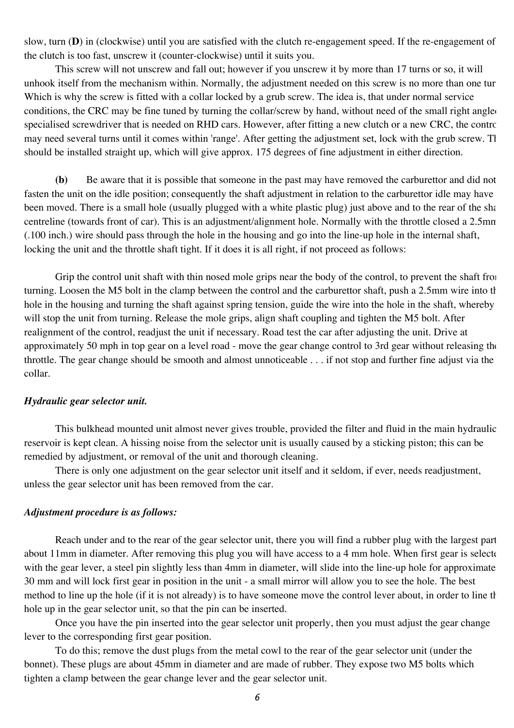slow, turn (**D**) in (clockwise) until you are satisfied with the clutch re-engagement speed. If the re-engagement of the clutch is too fast, unscrew it (counter-clockwise) until it suits you.

This screw will not unscrew and fall out; however if you unscrew it by more than 17 turns or so, it will unhook itself from the mechanism within. Normally, the adjustment needed on this screw is no more than one tur Which is why the screw is fitted with a collar locked by a grub screw. The idea is, that under normal service conditions, the CRC may be fine tuned by turning the collar/screw by hand, without need of the small right angle specialised screwdriver that is needed on RHD cars. However, after fitting a new clutch or a new CRC, the contro may need several turns until it comes within 'range'. After getting the adjustment set, lock with the grub screw. Th should be installed straight up, which will give approx. 175 degrees of fine adjustment in either direction.

**(b)** Be aware that it is possible that someone in the past may have removed the carburettor and did not fasten the unit on the idle position; consequently the shaft adjustment in relation to the carburettor idle may have been moved. There is a small hole (usually plugged with a white plastic plug) just above and to the rear of the sha centreline (towards front of car). This is an adjustment/alignment hole. Normally with the throttle closed a 2.5mm (.100 inch.) wire should pass through the hole in the housing and go into the line-up hole in the internal shaft, locking the unit and the throttle shaft tight. If it does it is all right, if not proceed as follows:

Grip the control unit shaft with thin nosed mole grips near the body of the control, to prevent the shaft fro turning. Loosen the M5 bolt in the clamp between the control and the carburettor shaft, push a 2.5mm wire into th hole in the housing and turning the shaft against spring tension, guide the wire into the hole in the shaft, whereby will stop the unit from turning. Release the mole grips, align shaft coupling and tighten the M5 bolt. After realignment of the control, readjust the unit if necessary. Road test the car after adjusting the unit. Drive at approximately 50 mph in top gear on a level road - move the gear change control to 3rd gear without releasing the throttle. The gear change should be smooth and almost unnoticeable . . . if not stop and further fine adjust via the collar.

***Hydraulic gear selector unit.***

This bulkhead mounted unit almost never gives trouble, provided the filter and fluid in the main hydraulic reservoir is kept clean. A hissing noise from the selector unit is usually caused by a sticking piston; this can be remedied by adjustment, or removal of the unit and thorough cleaning.

There is only one adjustment on the gear selector unit itself and it seldom, if ever, needs readjustment, unless the gear selector unit has been removed from the car.

***Adjustment procedure is as follows:***

Reach under and to the rear of the gear selector unit, there you will find a rubber plug with the largest part about 11mm in diameter. After removing this plug you will have access to a 4 mm hole. When first gear is selecte with the gear lever, a steel pin slightly less than 4mm in diameter, will slide into the line-up hole for approximate 30 mm and will lock first gear in position in the unit - a small mirror will allow you to see the hole. The best method to line up the hole (if it is not already) is to have someone move the control lever about, in order to line th hole up in the gear selector unit, so that the pin can be inserted.

Once you have the pin inserted into the gear selector unit properly, then you must adjust the gear change lever to the corresponding first gear position.

To do this; remove the dust plugs from the metal cowl to the rear of the gear selector unit (under the bonnet). These plugs are about 45mm in diameter and are made of rubber. They expose two M5 bolts which tighten a clamp between the gear change lever and the gear selector unit.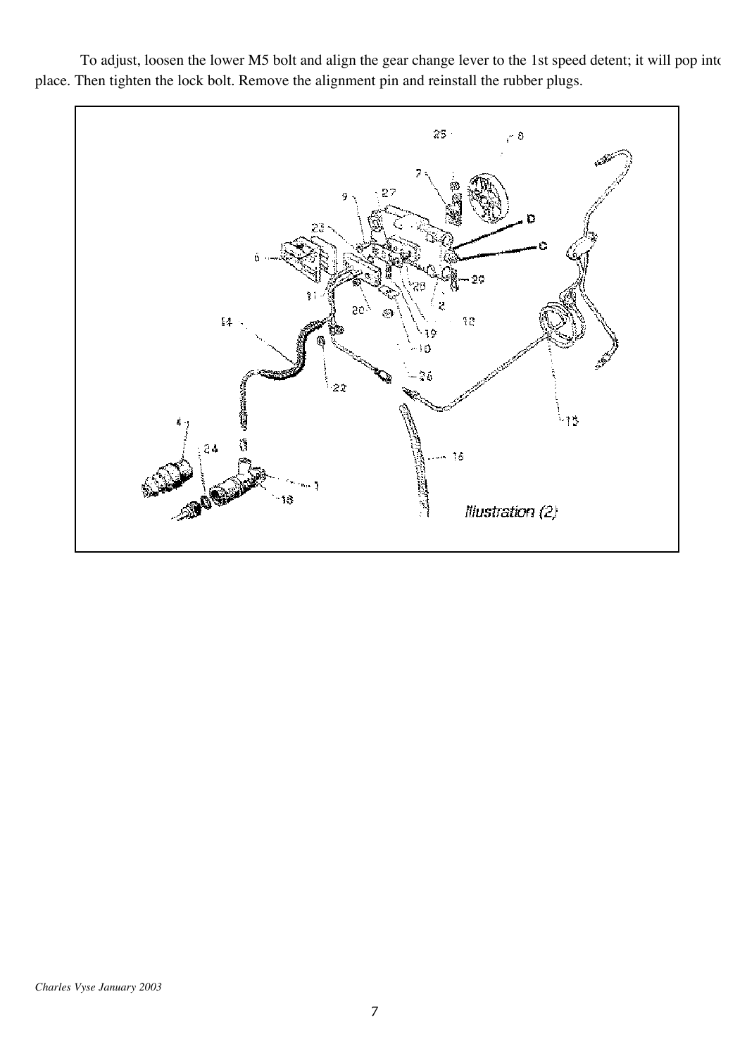To adjust, loosen the lower M5 bolt and align the gear change lever to the 1st speed detent; it will pop into place. Then tighten the lock bolt. Remove the alignment pin and reinstall the rubber plugs.

25
8
7
9
27
D
23
C
6
29
11
28
2
20
12
19
14
10
26
22
15
4
24
16
1
18
Illustration (2)

*Charles Vyse January 2003*